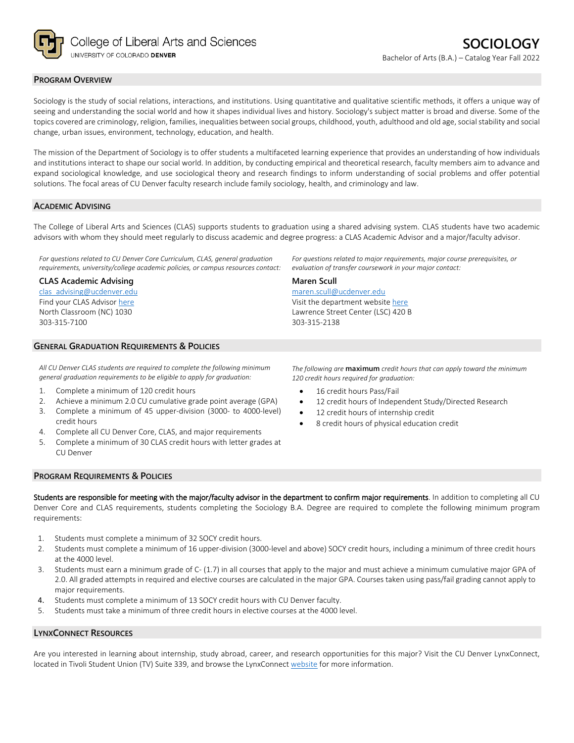College of Liberal Arts and Sciences
UNIVERSITY OF COLORADO DENVER

# SOCIOLOGY

Bachelor of Arts (B.A.) – Catalog Year Fall 2022

## PROGRAM OVERVIEW

Sociology is the study of social relations, interactions, and institutions. Using quantitative and qualitative scientific methods, it offers a unique way of seeing and understanding the social world and how it shapes individual lives and history. Sociology's subject matter is broad and diverse. Some of the topics covered are criminology, religion, families, inequalities between social groups, childhood, youth, adulthood and old age, social stability and social change, urban issues, environment, technology, education, and health.

The mission of the Department of Sociology is to offer students a multifaceted learning experience that provides an understanding of how individuals and institutions interact to shape our social world. In addition, by conducting empirical and theoretical research, faculty members aim to advance and expand sociological knowledge, and use sociological theory and research findings to inform understanding of social problems and offer potential solutions. The focal areas of CU Denver faculty research include family sociology, health, and criminology and law.

## ACADEMIC ADVISING

The College of Liberal Arts and Sciences (CLAS) supports students to graduation using a shared advising system. CLAS students have two academic advisors with whom they should meet regularly to discuss academic and degree progress: a CLAS Academic Advisor and a major/faculty advisor.

*For questions related to CU Denver Core Curriculum, CLAS, general graduation requirements, university/college academic policies, or campus resources contact:*

**CLAS Academic Advising**
clas_advising@ucdenver.edu
Find your CLAS Advisor here
North Classroom (NC) 1030
303-315-7100

*For questions related to major requirements, major course prerequisites, or evaluation of transfer coursework in your major contact:*

**Maren Scull**
maren.scull@ucdenver.edu
Visit the department website here
Lawrence Street Center (LSC) 420 B
303-315-2138

## GENERAL GRADUATION REQUIREMENTS & POLICIES

*All CU Denver CLAS students are required to complete the following minimum general graduation requirements to be eligible to apply for graduation:*

1. Complete a minimum of 120 credit hours
2. Achieve a minimum 2.0 CU cumulative grade point average (GPA)
3. Complete a minimum of 45 upper-division (3000- to 4000-level) credit hours
4. Complete all CU Denver Core, CLAS, and major requirements
5. Complete a minimum of 30 CLAS credit hours with letter grades at CU Denver

*The following are* **maximum** *credit hours that can apply toward the minimum 120 credit hours required for graduation:*

- 16 credit hours Pass/Fail
- 12 credit hours of Independent Study/Directed Research
- 12 credit hours of internship credit
- 8 credit hours of physical education credit

## PROGRAM REQUIREMENTS & POLICIES

**Students are responsible for meeting with the major/faculty advisor in the department to confirm major requirements**. In addition to completing all CU Denver Core and CLAS requirements, students completing the Sociology B.A. Degree are required to complete the following minimum program requirements:

1. Students must complete a minimum of 32 SOCY credit hours.
2. Students must complete a minimum of 16 upper-division (3000-level and above) SOCY credit hours, including a minimum of three credit hours at the 4000 level.
3. Students must earn a minimum grade of C- (1.7) in all courses that apply to the major and must achieve a minimum cumulative major GPA of 2.0. All graded attempts in required and elective courses are calculated in the major GPA. Courses taken using pass/fail grading cannot apply to major requirements.
4. Students must complete a minimum of 13 SOCY credit hours with CU Denver faculty.
5. Students must take a minimum of three credit hours in elective courses at the 4000 level.

## LYNXCONNECT RESOURCES

Are you interested in learning about internship, study abroad, career, and research opportunities for this major? Visit the CU Denver LynxConnect, located in Tivoli Student Union (TV) Suite 339, and browse the LynxConnect website for more information.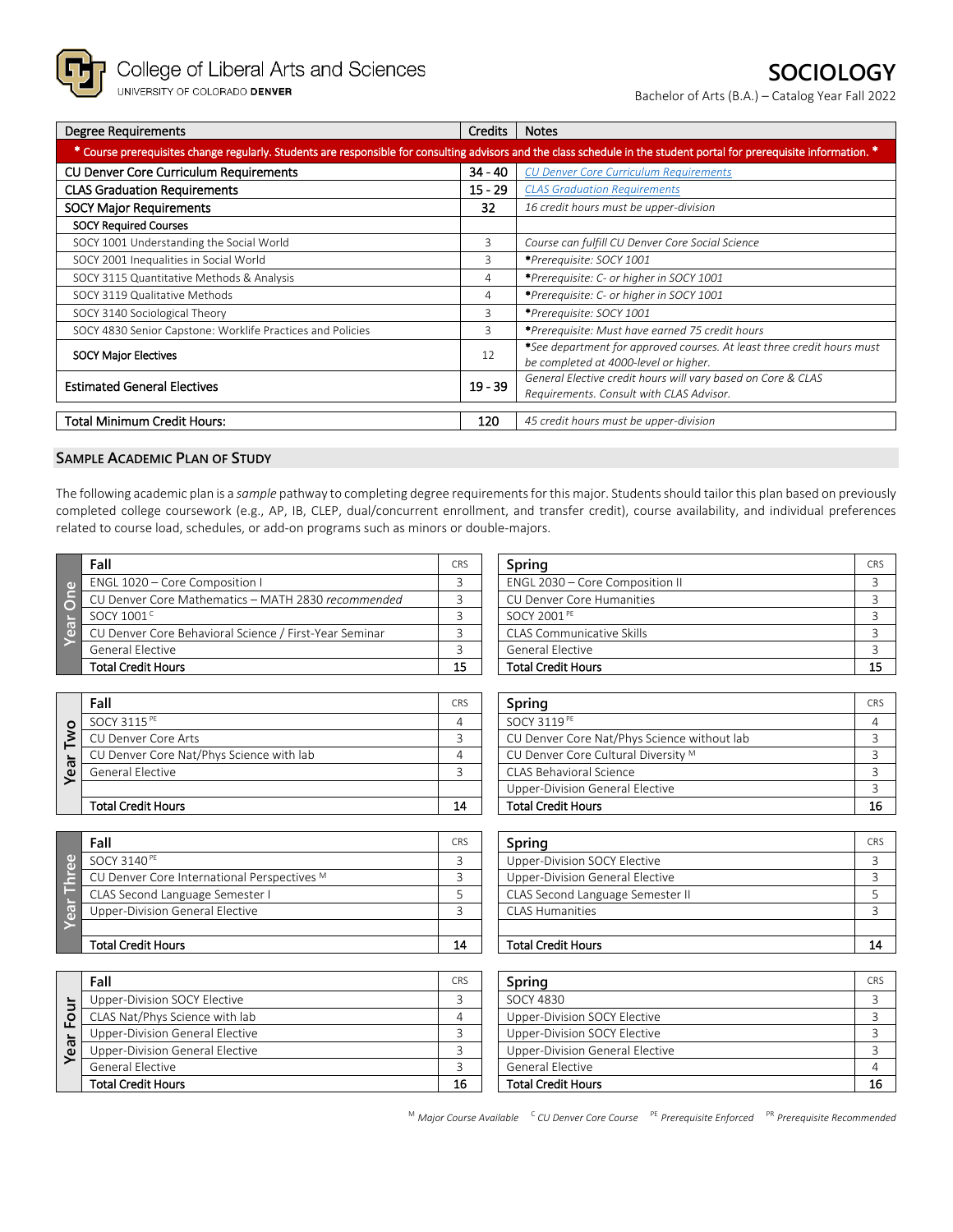College of Liberal Arts and Sciences
UNIVERSITY OF COLORADO DENVER

# SOCIOLOGY

Bachelor of Arts (B.A.) – Catalog Year Fall 2022

| Degree Requirements | Credits | Notes |
|---|---|---|
| * Course prerequisites change regularly. Students are responsible for consulting advisors and the class schedule in the student portal for prerequisite information. * | | |
| **CU Denver Core Curriculum Requirements** | 34 - 40 | CU Denver Core Curriculum Requirements |
| **CLAS Graduation Requirements** | 15 - 29 | CLAS Graduation Requirements |
| **SOCY Major Requirements** | 32 | *16 credit hours must be upper-division* |
| **SOCY Required Courses** | | |
| SOCY 1001 Understanding the Social World | 3 | *Course can fulfill CU Denver Core Social Science* |
| SOCY 2001 Inequalities in Social World | 3 | ****Prerequisite: SOCY 1001*** |
| SOCY 3115 Quantitative Methods & Analysis | 4 | ****Prerequisite: C- or higher in SOCY 1001*** |
| SOCY 3119 Qualitative Methods | 4 | ****Prerequisite: C- or higher in SOCY 1001*** |
| SOCY 3140 Sociological Theory | 3 | ****Prerequisite: SOCY 1001*** |
| SOCY 4830 Senior Capstone: Worklife Practices and Policies | 3 | ****Prerequisite: Must have earned 75 credit hours*** |
| **SOCY Major Electives** | 12 | ****See department for approved courses. At least three credit hours must be completed at 4000-level or higher.*** |
| **Estimated General Electives** | 19 - 39 | *General Elective credit hours will vary based on Core & CLAS Requirements. Consult with CLAS Advisor.* |
| **Total Minimum Credit Hours:** | 120 | *45 credit hours must be upper-division* |

## Sample Academic Plan of Study

The following academic plan is a *sample* pathway to completing degree requirements for this major. Students should tailor this plan based on previously completed college coursework (e.g., AP, IB, CLEP, dual/concurrent enrollment, and transfer credit), course availability, and individual preferences related to course load, schedules, or add-on programs such as minors or double-majors.

### Year One

| Fall | CRS | Spring | CRS |
|---|---|---|---|
| ENGL 1020 – Core Composition I | 3 | ENGL 2030 – Core Composition II | 3 |
| CU Denver Core Mathematics – MATH 2830 *recommended* | 3 | CU Denver Core Humanities | 3 |
| SOCY 1001 [C] | 3 | SOCY 2001 [PE] | 3 |
| CU Denver Core Behavioral Science / First-Year Seminar | 3 | CLAS Communicative Skills | 3 |
| General Elective | 3 | General Elective | 3 |
| **Total Credit Hours** | **15** | **Total Credit Hours** | **15** |

### Year Two

| Fall | CRS | Spring | CRS |
|---|---|---|---|
| SOCY 3115 [PE] | 4 | SOCY 3119 [PE] | 4 |
| CU Denver Core Arts | 3 | CU Denver Core Nat/Phys Science without lab | 3 |
| CU Denver Core Nat/Phys Science with lab | 4 | CU Denver Core Cultural Diversity [M] | 3 |
| General Elective | 3 | CLAS Behavioral Science | 3 |
| | | Upper-Division General Elective | 3 |
| **Total Credit Hours** | **14** | **Total Credit Hours** | **16** |

### Year Three

| Fall | CRS | Spring | CRS |
|---|---|---|---|
| SOCY 3140 [PE] | 3 | Upper-Division SOCY Elective | 3 |
| CU Denver Core International Perspectives [M] | 3 | Upper-Division General Elective | 3 |
| CLAS Second Language Semester I | 5 | CLAS Second Language Semester II | 5 |
| Upper-Division General Elective | 3 | CLAS Humanities | 3 |
| **Total Credit Hours** | **14** | **Total Credit Hours** | **14** |

### Year Four

| Fall | CRS | Spring | CRS |
|---|---|---|---|
| Upper-Division SOCY Elective | 3 | SOCY 4830 | 3 |
| CLAS Nat/Phys Science with lab | 4 | Upper-Division SOCY Elective | 3 |
| Upper-Division General Elective | 3 | Upper-Division SOCY Elective | 3 |
| Upper-Division General Elective | 3 | Upper-Division General Elective | 3 |
| General Elective | 3 | General Elective | 4 |
| **Total Credit Hours** | **16** | **Total Credit Hours** | **16** |

[M] *Major Course Available* [C] *CU Denver Core Course* [PE] *Prerequisite Enforced* [PR] *Prerequisite Recommended*